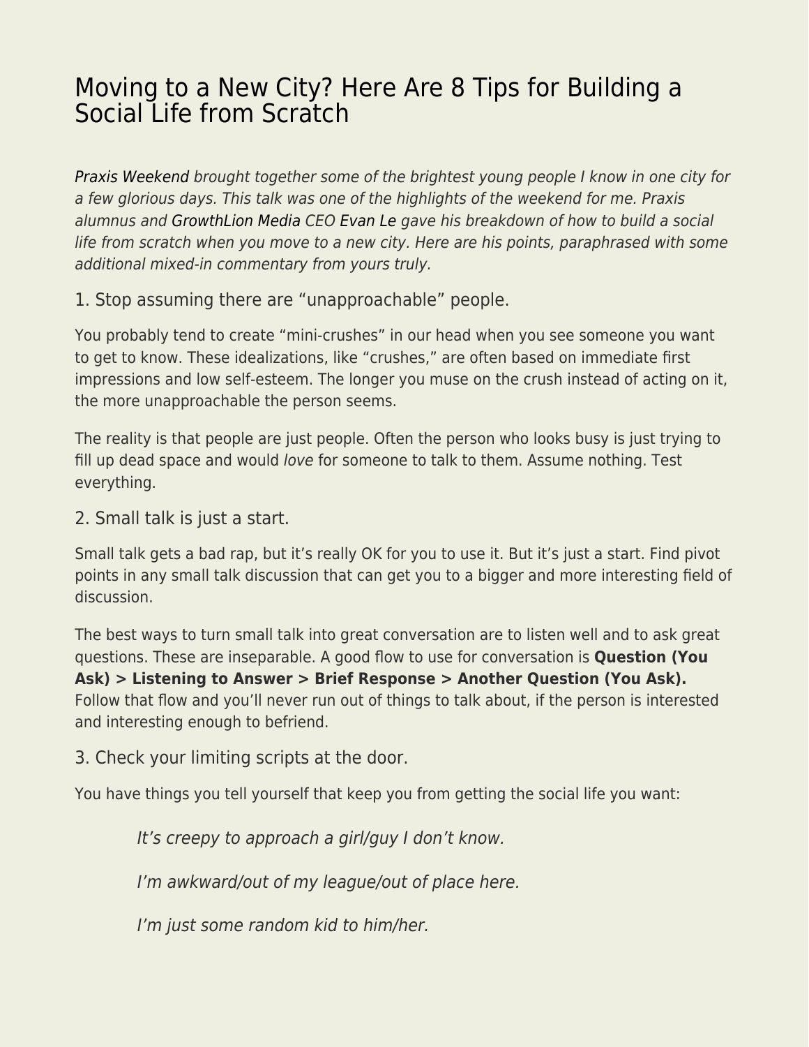# Moving to a New City? Here Are 8 Tips for Building a Social Life from Scratch

*Praxis Weekend brought together some of the brightest young people I know in one city for a few glorious days. This talk was one of the highlights of the weekend for me. Praxis alumnus and GrowthLion Media CEO Evan Le gave his breakdown of how to build a social life from scratch when you move to a new city. Here are his points, paraphrased with some additional mixed-in commentary from yours truly.*

## 1. Stop assuming there are "unapproachable" people.

You probably tend to create "mini-crushes" in our head when you see someone you want to get to know. These idealizations, like "crushes," are often based on immediate first impressions and low self-esteem. The longer you muse on the crush instead of acting on it, the more unapproachable the person seems.

The reality is that people are just people. Often the person who looks busy is just trying to fill up dead space and would *love* for someone to talk to them. Assume nothing. Test everything.

## 2. Small talk is just a start.

Small talk gets a bad rap, but it's really OK for you to use it. But it's just a start. Find pivot points in any small talk discussion that can get you to a bigger and more interesting field of discussion.

The best ways to turn small talk into great conversation are to listen well and to ask great questions. These are inseparable. A good flow to use for conversation is **Question (You Ask) > Listening to Answer > Brief Response > Another Question (You Ask).** Follow that flow and you'll never run out of things to talk about, if the person is interested and interesting enough to befriend.

## 3. Check your limiting scripts at the door.

You have things you tell yourself that keep you from getting the social life you want:

> *It's creepy to approach a girl/guy I don't know.*
>
> *I'm awkward/out of my league/out of place here.*
>
> *I'm just some random kid to him/her.*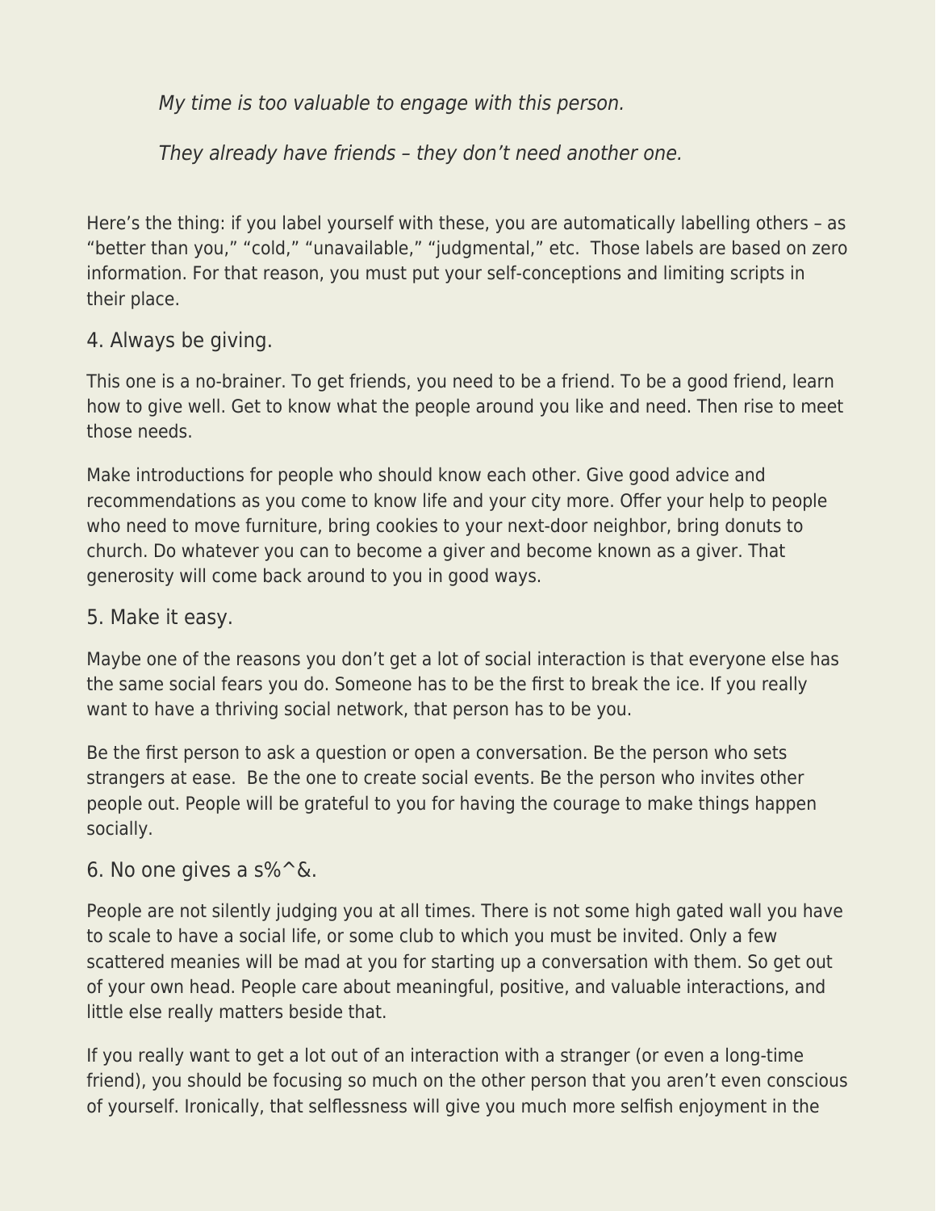*My time is too valuable to engage with this person.*

*They already have friends – they don't need another one.*

Here's the thing: if you label yourself with these, you are automatically labelling others – as "better than you," "cold," "unavailable," "judgmental," etc. Those labels are based on zero information. For that reason, you must put your self-conceptions and limiting scripts in their place.

### 4. Always be giving.

This one is a no-brainer. To get friends, you need to be a friend. To be a good friend, learn how to give well. Get to know what the people around you like and need. Then rise to meet those needs.

Make introductions for people who should know each other. Give good advice and recommendations as you come to know life and your city more. Offer your help to people who need to move furniture, bring cookies to your next-door neighbor, bring donuts to church. Do whatever you can to become a giver and become known as a giver. That generosity will come back around to you in good ways.

### 5. Make it easy.

Maybe one of the reasons you don't get a lot of social interaction is that everyone else has the same social fears you do. Someone has to be the first to break the ice. If you really want to have a thriving social network, that person has to be you.

Be the first person to ask a question or open a conversation. Be the person who sets strangers at ease. Be the one to create social events. Be the person who invites other people out. People will be grateful to you for having the courage to make things happen socially.

### 6. No one gives a s%^&.

People are not silently judging you at all times. There is not some high gated wall you have to scale to have a social life, or some club to which you must be invited. Only a few scattered meanies will be mad at you for starting up a conversation with them. So get out of your own head. People care about meaningful, positive, and valuable interactions, and little else really matters beside that.

If you really want to get a lot out of an interaction with a stranger (or even a long-time friend), you should be focusing so much on the other person that you aren't even conscious of yourself. Ironically, that selflessness will give you much more selfish enjoyment in the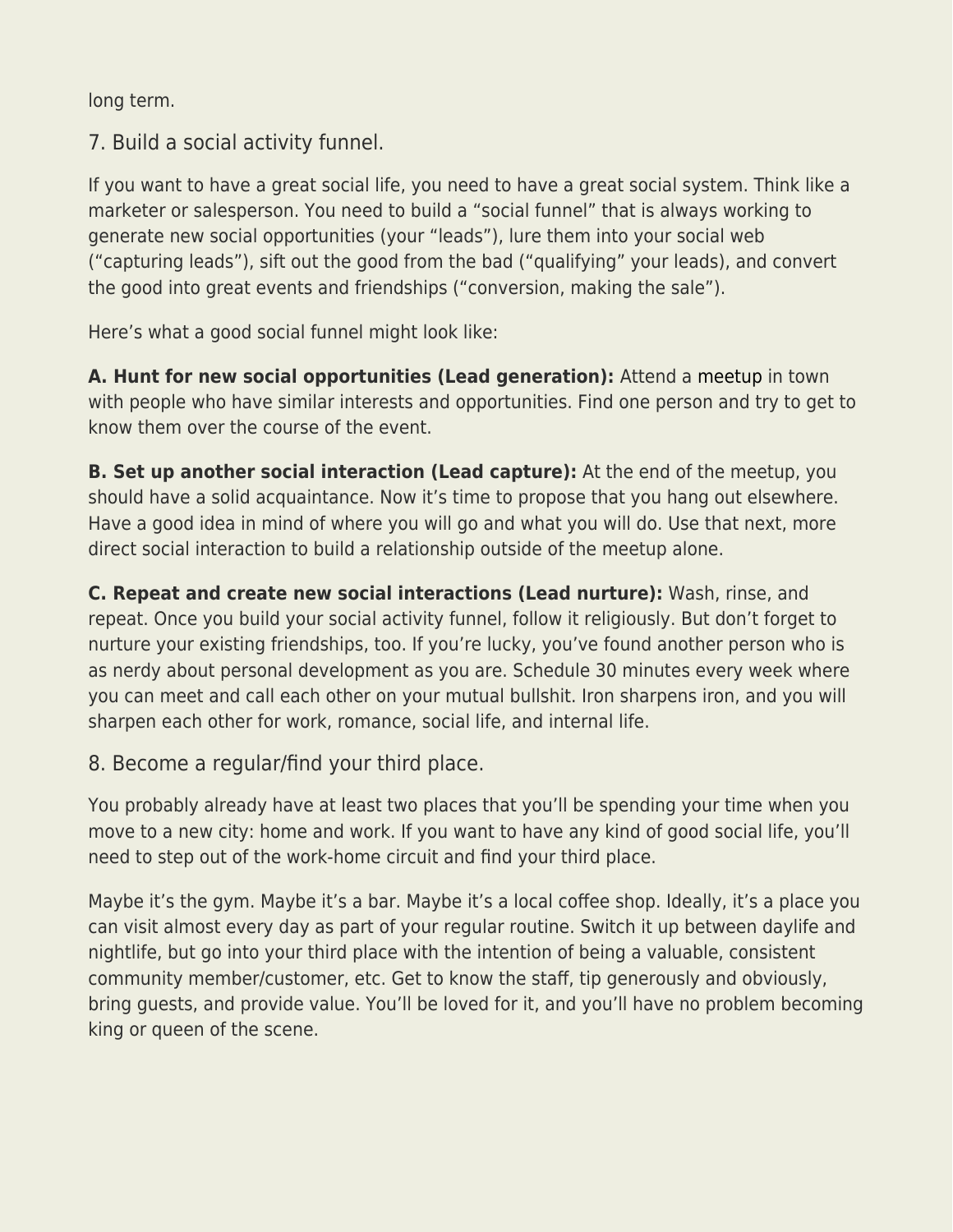long term.

## 7. Build a social activity funnel.

If you want to have a great social life, you need to have a great social system. Think like a marketer or salesperson. You need to build a "social funnel" that is always working to generate new social opportunities (your "leads"), lure them into your social web ("capturing leads"), sift out the good from the bad ("qualifying" your leads), and convert the good into great events and friendships ("conversion, making the sale").

Here's what a good social funnel might look like:

**A. Hunt for new social opportunities (Lead generation):** Attend a meetup in town with people who have similar interests and opportunities. Find one person and try to get to know them over the course of the event.

**B. Set up another social interaction (Lead capture):** At the end of the meetup, you should have a solid acquaintance. Now it's time to propose that you hang out elsewhere. Have a good idea in mind of where you will go and what you will do. Use that next, more direct social interaction to build a relationship outside of the meetup alone.

**C. Repeat and create new social interactions (Lead nurture):** Wash, rinse, and repeat. Once you build your social activity funnel, follow it religiously. But don't forget to nurture your existing friendships, too. If you're lucky, you've found another person who is as nerdy about personal development as you are. Schedule 30 minutes every week where you can meet and call each other on your mutual bullshit. Iron sharpens iron, and you will sharpen each other for work, romance, social life, and internal life.

## 8. Become a regular/find your third place.

You probably already have at least two places that you'll be spending your time when you move to a new city: home and work. If you want to have any kind of good social life, you'll need to step out of the work-home circuit and find your third place.

Maybe it's the gym. Maybe it's a bar. Maybe it's a local coffee shop. Ideally, it's a place you can visit almost every day as part of your regular routine. Switch it up between daylife and nightlife, but go into your third place with the intention of being a valuable, consistent community member/customer, etc. Get to know the staff, tip generously and obviously, bring guests, and provide value. You'll be loved for it, and you'll have no problem becoming king or queen of the scene.